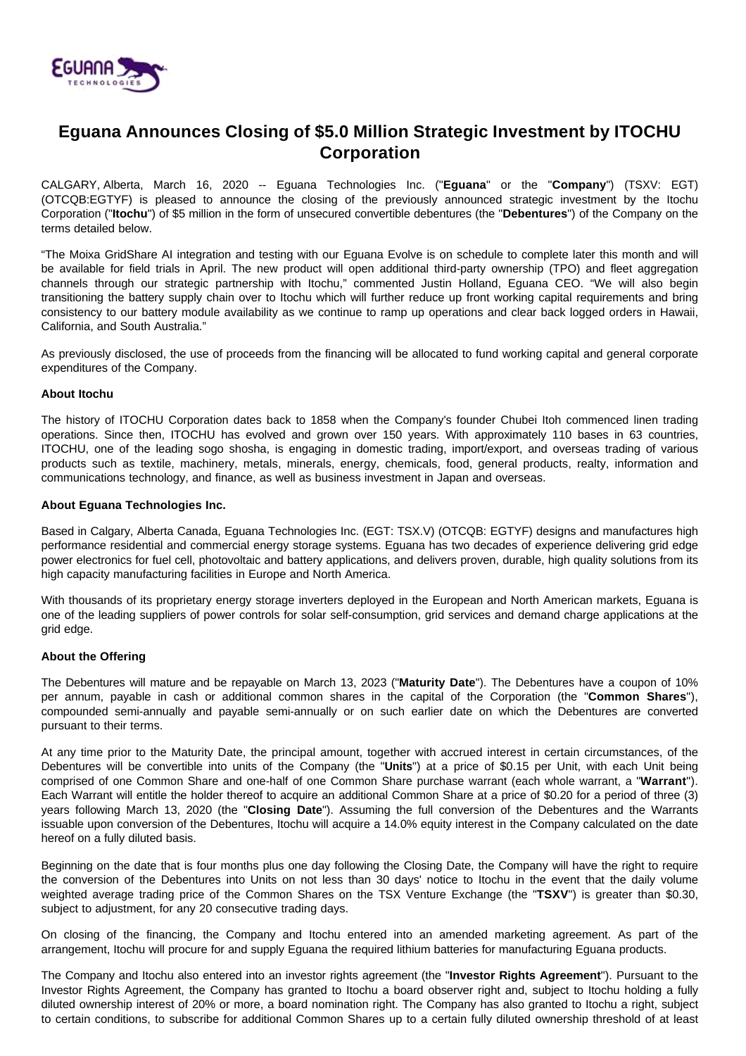# Eguana Announces Closing of $5.0 Million Strategic Investment by ITOCHU Corporation

CALGARY, Alberta, March 16, 2020 -- Eguana Technologies Inc. ("**Eguana**" or the "**Company**") (TSXV: EGT) (OTCQB:EGTYF) is pleased to announce the closing of the previously announced strategic investment by the Itochu Corporation ("**Itochu**") of $5 million in the form of unsecured convertible debentures (the "**Debentures**") of the Company on the terms detailed below.

"The Moixa GridShare AI integration and testing with our Eguana Evolve is on schedule to complete later this month and will be available for field trials in April. The new product will open additional third-party ownership (TPO) and fleet aggregation channels through our strategic partnership with Itochu," commented Justin Holland, Eguana CEO. "We will also begin transitioning the battery supply chain over to Itochu which will further reduce up front working capital requirements and bring consistency to our battery module availability as we continue to ramp up operations and clear back logged orders in Hawaii, California, and South Australia."

As previously disclosed, the use of proceeds from the financing will be allocated to fund working capital and general corporate expenditures of the Company.

**About Itochu**

The history of ITOCHU Corporation dates back to 1858 when the Company's founder Chubei Itoh commenced linen trading operations. Since then, ITOCHU has evolved and grown over 150 years. With approximately 110 bases in 63 countries, ITOCHU, one of the leading sogo shosha, is engaging in domestic trading, import/export, and overseas trading of various products such as textile, machinery, metals, minerals, energy, chemicals, food, general products, realty, information and communications technology, and finance, as well as business investment in Japan and overseas.

**About Eguana Technologies Inc.**

Based in Calgary, Alberta Canada, Eguana Technologies Inc. (EGT: TSX.V) (OTCQB: EGTYF) designs and manufactures high performance residential and commercial energy storage systems. Eguana has two decades of experience delivering grid edge power electronics for fuel cell, photovoltaic and battery applications, and delivers proven, durable, high quality solutions from its high capacity manufacturing facilities in Europe and North America.

With thousands of its proprietary energy storage inverters deployed in the European and North American markets, Eguana is one of the leading suppliers of power controls for solar self-consumption, grid services and demand charge applications at the grid edge.

**About the Offering**

The Debentures will mature and be repayable on March 13, 2023 ("**Maturity Date**"). The Debentures have a coupon of 10% per annum, payable in cash or additional common shares in the capital of the Corporation (the "**Common Shares**"), compounded semi-annually and payable semi-annually or on such earlier date on which the Debentures are converted pursuant to their terms.

At any time prior to the Maturity Date, the principal amount, together with accrued interest in certain circumstances, of the Debentures will be convertible into units of the Company (the "**Units**") at a price of $0.15 per Unit, with each Unit being comprised of one Common Share and one-half of one Common Share purchase warrant (each whole warrant, a "**Warrant**"). Each Warrant will entitle the holder thereof to acquire an additional Common Share at a price of $0.20 for a period of three (3) years following March 13, 2020 (the "**Closing Date**"). Assuming the full conversion of the Debentures and the Warrants issuable upon conversion of the Debentures, Itochu will acquire a 14.0% equity interest in the Company calculated on the date hereof on a fully diluted basis.

Beginning on the date that is four months plus one day following the Closing Date, the Company will have the right to require the conversion of the Debentures into Units on not less than 30 days' notice to Itochu in the event that the daily volume weighted average trading price of the Common Shares on the TSX Venture Exchange (the "**TSXV**") is greater than $0.30, subject to adjustment, for any 20 consecutive trading days.

On closing of the financing, the Company and Itochu entered into an amended marketing agreement. As part of the arrangement, Itochu will procure for and supply Eguana the required lithium batteries for manufacturing Eguana products.

The Company and Itochu also entered into an investor rights agreement (the "**Investor Rights Agreement**"). Pursuant to the Investor Rights Agreement, the Company has granted to Itochu a board observer right and, subject to Itochu holding a fully diluted ownership interest of 20% or more, a board nomination right. The Company has also granted to Itochu a right, subject to certain conditions, to subscribe for additional Common Shares up to a certain fully diluted ownership threshold of at least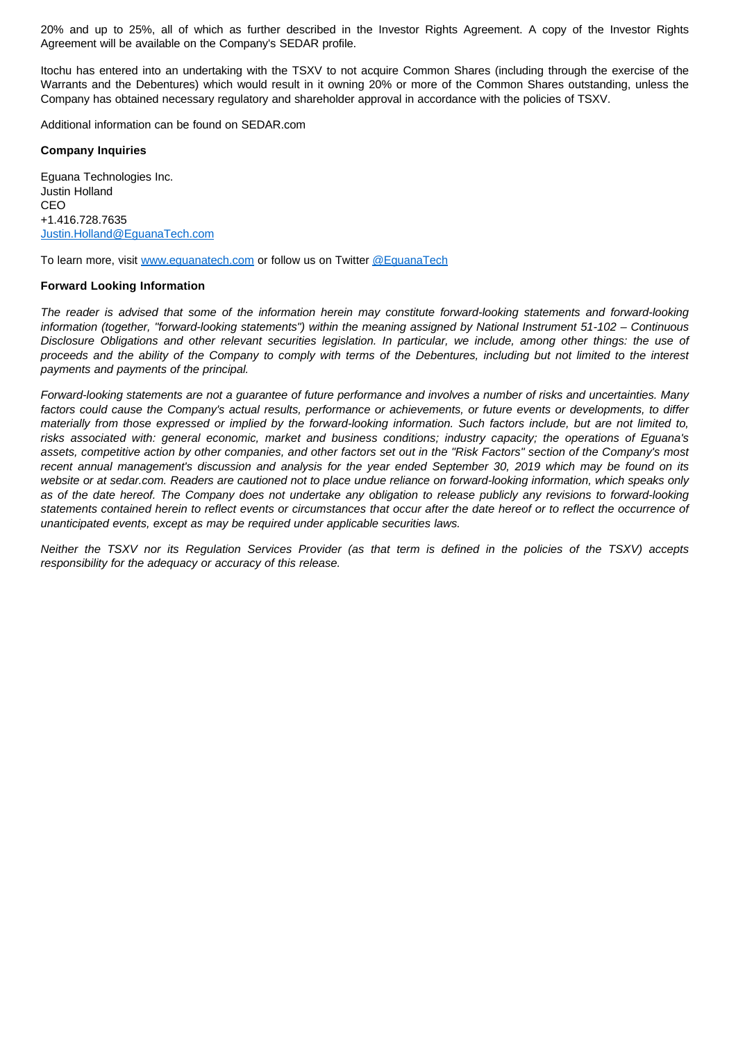20% and up to 25%, all of which as further described in the Investor Rights Agreement. A copy of the Investor Rights Agreement will be available on the Company's SEDAR profile.

Itochu has entered into an undertaking with the TSXV to not acquire Common Shares (including through the exercise of the Warrants and the Debentures) which would result in it owning 20% or more of the Common Shares outstanding, unless the Company has obtained necessary regulatory and shareholder approval in accordance with the policies of TSXV.

Additional information can be found on SEDAR.com

**Company Inquiries**

Eguana Technologies Inc.
Justin Holland
CEO
+1.416.728.7635
Justin.Holland@EguanaTech.com

To learn more, visit www.eguanatech.com or follow us on Twitter @EguanaTech

**Forward Looking Information**

*The reader is advised that some of the information herein may constitute forward-looking statements and forward-looking information (together, "forward-looking statements") within the meaning assigned by National Instrument 51-102 – Continuous Disclosure Obligations and other relevant securities legislation. In particular, we include, among other things: the use of proceeds and the ability of the Company to comply with terms of the Debentures, including but not limited to the interest payments and payments of the principal.*

*Forward-looking statements are not a guarantee of future performance and involves a number of risks and uncertainties. Many factors could cause the Company's actual results, performance or achievements, or future events or developments, to differ materially from those expressed or implied by the forward-looking information. Such factors include, but are not limited to, risks associated with: general economic, market and business conditions; industry capacity; the operations of Eguana's assets, competitive action by other companies, and other factors set out in the "Risk Factors" section of the Company's most recent annual management's discussion and analysis for the year ended September 30, 2019 which may be found on its website or at sedar.com. Readers are cautioned not to place undue reliance on forward-looking information, which speaks only as of the date hereof. The Company does not undertake any obligation to release publicly any revisions to forward-looking statements contained herein to reflect events or circumstances that occur after the date hereof or to reflect the occurrence of unanticipated events, except as may be required under applicable securities laws.*

*Neither the TSXV nor its Regulation Services Provider (as that term is defined in the policies of the TSXV) accepts responsibility for the adequacy or accuracy of this release.*